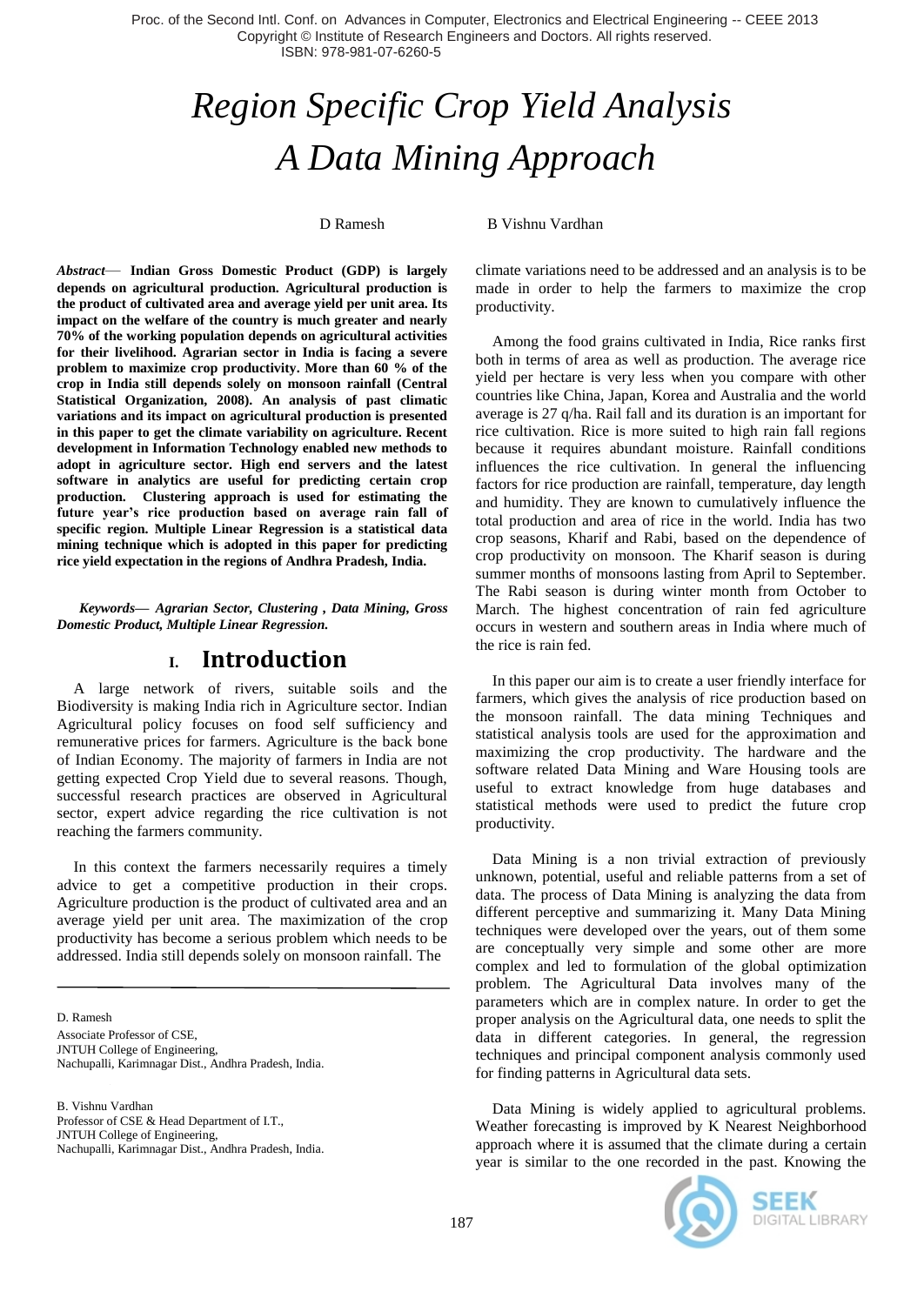# *Region Specific Crop Yield Analysis A Data Mining Approach*

D Ramesh B Vishnu Vardhan

***Abstract*— Indian Gross Domestic Product (GDP) is largely depends on agricultural production. Agricultural production is the product of cultivated area and average yield per unit area. Its impact on the welfare of the country is much greater and nearly 70% of the working population depends on agricultural activities for their livelihood. Agrarian sector in India is facing a severe problem to maximize crop productivity. More than 60 % of the crop in India still depends solely on monsoon rainfall (Central Statistical Organization, 2008). An analysis of past climatic variations and its impact on agricultural production is presented in this paper to get the climate variability on agriculture. Recent development in Information Technology enabled new methods to adopt in agriculture sector. High end servers and the latest software in analytics are useful for predicting certain crop production. Clustering approach is used for estimating the future year's rice production based on average rain fall of specific region. Multiple Linear Regression is a statistical data mining technique which is adopted in this paper for predicting rice yield expectation in the regions of Andhra Pradesh, India.**

***Keywords— Agrarian Sector, Clustering , Data Mining, Gross Domestic Product, Multiple Linear Regression.***

## I. Introduction

A large network of rivers, suitable soils and the Biodiversity is making India rich in Agriculture sector. Indian Agricultural policy focuses on food self sufficiency and remunerative prices for farmers. Agriculture is the back bone of Indian Economy. The majority of farmers in India are not getting expected Crop Yield due to several reasons. Though, successful research practices are observed in Agricultural sector, expert advice regarding the rice cultivation is not reaching the farmers community.

In this context the farmers necessarily requires a timely advice to get a competitive production in their crops. Agriculture production is the product of cultivated area and an average yield per unit area. The maximization of the crop productivity has become a serious problem which needs to be addressed. India still depends solely on monsoon rainfall. The climate variations need to be addressed and an analysis is to be made in order to help the farmers to maximize the crop productivity.

Among the food grains cultivated in India, Rice ranks first both in terms of area as well as production. The average rice yield per hectare is very less when you compare with other countries like China, Japan, Korea and Australia and the world average is 27 q/ha. Rail fall and its duration is an important for rice cultivation. Rice is more suited to high rain fall regions because it requires abundant moisture. Rainfall conditions influences the rice cultivation. In general the influencing factors for rice production are rainfall, temperature, day length and humidity. They are known to cumulatively influence the total production and area of rice in the world. India has two crop seasons, Kharif and Rabi, based on the dependence of crop productivity on monsoon. The Kharif season is during summer months of monsoons lasting from April to September. The Rabi season is during winter month from October to March. The highest concentration of rain fed agriculture occurs in western and southern areas in India where much of the rice is rain fed.

In this paper our aim is to create a user friendly interface for farmers, which gives the analysis of rice production based on the monsoon rainfall. The data mining Techniques and statistical analysis tools are used for the approximation and maximizing the crop productivity. The hardware and the software related Data Mining and Ware Housing tools are useful to extract knowledge from huge databases and statistical methods were used to predict the future crop productivity.

Data Mining is a non trivial extraction of previously unknown, potential, useful and reliable patterns from a set of data. The process of Data Mining is analyzing the data from different perceptive and summarizing it. Many Data Mining techniques were developed over the years, out of them some are conceptually very simple and some other are more complex and led to formulation of the global optimization problem. The Agricultural Data involves many of the parameters which are in complex nature. In order to get the proper analysis on the Agricultural data, one needs to split the data in different categories. In general, the regression techniques and principal component analysis commonly used for finding patterns in Agricultural data sets.

Data Mining is widely applied to agricultural problems. Weather forecasting is improved by K Nearest Neighborhood approach where it is assumed that the climate during a certain year is similar to the one recorded in the past. Knowing the

---

D. Ramesh
Associate Professor of CSE,
JNTUH College of Engineering,
Nachupalli, Karimnagar Dist., Andhra Pradesh, India.

B. Vishnu Vardhan
Professor of CSE & Head Department of I.T.,
JNTUH College of Engineering,
Nachupalli, Karimnagar Dist., Andhra Pradesh, India.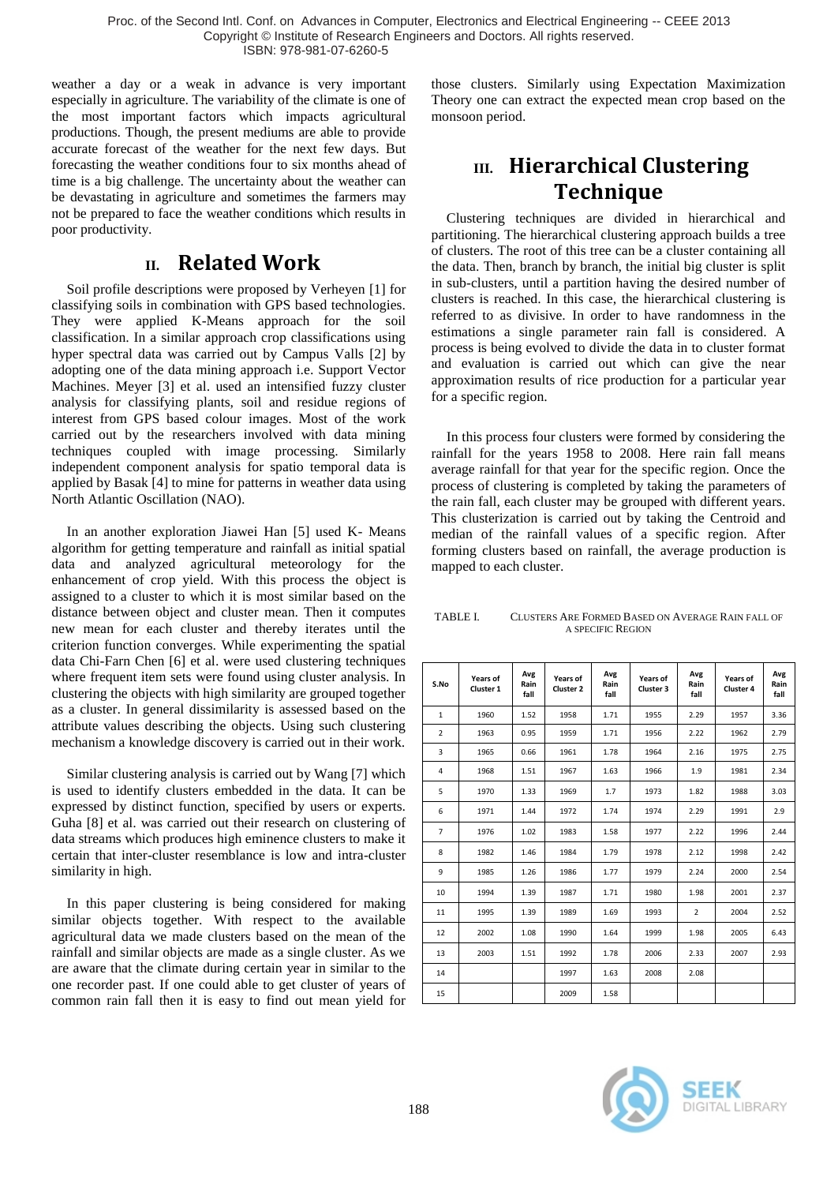weather a day or a weak in advance is very important especially in agriculture. The variability of the climate is one of the most important factors which impacts agricultural productions. Though, the present mediums are able to provide accurate forecast of the weather for the next few days. But forecasting the weather conditions four to six months ahead of time is a big challenge. The uncertainty about the weather can be devastating in agriculture and sometimes the farmers may not be prepared to face the weather conditions which results in poor productivity.

## II. Related Work

Soil profile descriptions were proposed by Verheyen [1] for classifying soils in combination with GPS based technologies. They were applied K-Means approach for the soil classification. In a similar approach crop classifications using hyper spectral data was carried out by Campus Valls [2] by adopting one of the data mining approach i.e. Support Vector Machines. Meyer [3] et al. used an intensified fuzzy cluster analysis for classifying plants, soil and residue regions of interest from GPS based colour images. Most of the work carried out by the researchers involved with data mining techniques coupled with image processing. Similarly independent component analysis for spatio temporal data is applied by Basak [4] to mine for patterns in weather data using North Atlantic Oscillation (NAO).

In an another exploration Jiawei Han [5] used K- Means algorithm for getting temperature and rainfall as initial spatial data and analyzed agricultural meteorology for the enhancement of crop yield. With this process the object is assigned to a cluster to which it is most similar based on the distance between object and cluster mean. Then it computes new mean for each cluster and thereby iterates until the criterion function converges. While experimenting the spatial data Chi-Farn Chen [6] et al. were used clustering techniques where frequent item sets were found using cluster analysis. In clustering the objects with high similarity are grouped together as a cluster. In general dissimilarity is assessed based on the attribute values describing the objects. Using such clustering mechanism a knowledge discovery is carried out in their work.

Similar clustering analysis is carried out by Wang [7] which is used to identify clusters embedded in the data. It can be expressed by distinct function, specified by users or experts. Guha [8] et al. was carried out their research on clustering of data streams which produces high eminence clusters to make it certain that inter-cluster resemblance is low and intra-cluster similarity in high.

In this paper clustering is being considered for making similar objects together. With respect to the available agricultural data we made clusters based on the mean of the rainfall and similar objects are made as a single cluster. As we are aware that the climate during certain year in similar to the one recorder past. If one could able to get cluster of years of common rain fall then it is easy to find out mean yield for those clusters. Similarly using Expectation Maximization Theory one can extract the expected mean crop based on the monsoon period.

## III. Hierarchical Clustering Technique

Clustering techniques are divided in hierarchical and partitioning. The hierarchical clustering approach builds a tree of clusters. The root of this tree can be a cluster containing all the data. Then, branch by branch, the initial big cluster is split in sub-clusters, until a partition having the desired number of clusters is reached. In this case, the hierarchical clustering is referred to as divisive. In order to have randomness in the estimations a single parameter rain fall is considered. A process is being evolved to divide the data in to cluster format and evaluation is carried out which can give the near approximation results of rice production for a particular year for a specific region.

In this process four clusters were formed by considering the rainfall for the years 1958 to 2008. Here rain fall means average rainfall for that year for the specific region. Once the process of clustering is completed by taking the parameters of the rain fall, each cluster may be grouped with different years. This clusterization is carried out by taking the Centroid and median of the rainfall values of a specific region. After forming clusters based on rainfall, the average production is mapped to each cluster.

TABLE I. Clusters Are Formed Based on Average Rain fall of a Specific Region

| S.No | Years of Cluster 1 | Avg Rain fall | Years of Cluster 2 | Avg Rain fall | Years of Cluster 3 | Avg Rain fall | Years of Cluster 4 | Avg Rain fall |
|---|---|---|---|---|---|---|---|---|
| 1 | 1960 | 1.52 | 1958 | 1.71 | 1955 | 2.29 | 1957 | 3.36 |
| 2 | 1963 | 0.95 | 1959 | 1.71 | 1956 | 2.22 | 1962 | 2.79 |
| 3 | 1965 | 0.66 | 1961 | 1.78 | 1964 | 2.16 | 1975 | 2.75 |
| 4 | 1968 | 1.51 | 1967 | 1.63 | 1966 | 1.9 | 1981 | 2.34 |
| 5 | 1970 | 1.33 | 1969 | 1.7 | 1973 | 1.82 | 1988 | 3.03 |
| 6 | 1971 | 1.44 | 1972 | 1.74 | 1974 | 2.29 | 1991 | 2.9 |
| 7 | 1976 | 1.02 | 1983 | 1.58 | 1977 | 2.22 | 1996 | 2.44 |
| 8 | 1982 | 1.46 | 1984 | 1.79 | 1978 | 2.12 | 1998 | 2.42 |
| 9 | 1985 | 1.26 | 1986 | 1.77 | 1979 | 2.24 | 2000 | 2.54 |
| 10 | 1994 | 1.39 | 1987 | 1.71 | 1980 | 1.98 | 2001 | 2.37 |
| 11 | 1995 | 1.39 | 1989 | 1.69 | 1993 | 2 | 2004 | 2.52 |
| 12 | 2002 | 1.08 | 1990 | 1.64 | 1999 | 1.98 | 2005 | 6.43 |
| 13 | 2003 | 1.51 | 1992 | 1.78 | 2006 | 2.33 | 2007 | 2.93 |
| 14 | | | 1997 | 1.63 | 2008 | 2.08 | | |
| 15 | | | 2009 | 1.58 | | | | |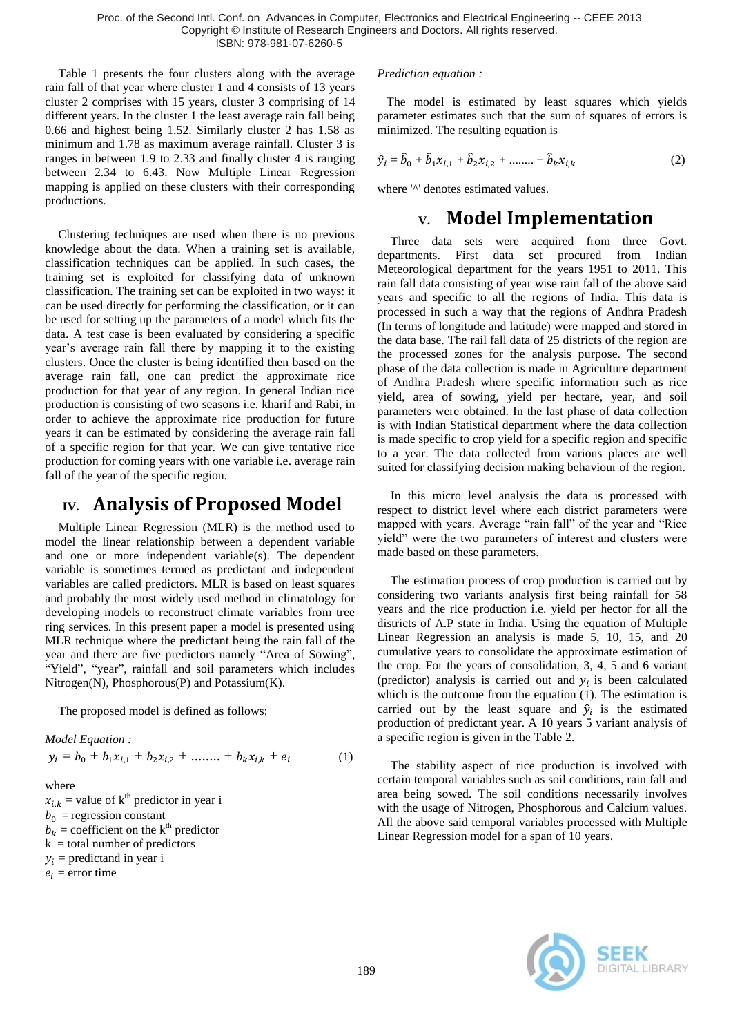Table 1 presents the four clusters along with the average rain fall of that year where cluster 1 and 4 consists of 13 years cluster 2 comprises with 15 years, cluster 3 comprising of 14 different years. In the cluster 1 the least average rain fall being 0.66 and highest being 1.52. Similarly cluster 2 has 1.58 as minimum and 1.78 as maximum average rainfall. Cluster 3 is ranges in between 1.9 to 2.33 and finally cluster 4 is ranging between 2.34 to 6.43. Now Multiple Linear Regression mapping is applied on these clusters with their corresponding productions.

Clustering techniques are used when there is no previous knowledge about the data. When a training set is available, classification techniques can be applied. In such cases, the training set is exploited for classifying data of unknown classification. The training set can be exploited in two ways: it can be used directly for performing the classification, or it can be used for setting up the parameters of a model which fits the data. A test case is been evaluated by considering a specific year's average rain fall there by mapping it to the existing clusters. Once the cluster is being identified then based on the average rain fall, one can predict the approximate rice production for that year of any region. In general Indian rice production is consisting of two seasons i.e. kharif and Rabi, in order to achieve the approximate rice production for future years it can be estimated by considering the average rain fall of a specific region for that year. We can give tentative rice production for coming years with one variable i.e. average rain fall of the year of the specific region.

## IV. Analysis of Proposed Model

Multiple Linear Regression (MLR) is the method used to model the linear relationship between a dependent variable and one or more independent variable(s). The dependent variable is sometimes termed as predictant and independent variables are called predictors. MLR is based on least squares and probably the most widely used method in climatology for developing models to reconstruct climate variables from tree ring services. In this present paper a model is presented using MLR technique where the predictant being the rain fall of the year and there are five predictors namely "Area of Sowing", "Yield", "year", rainfall and soil parameters which includes Nitrogen(N), Phosphorous(P) and Potassium(K).

The proposed model is defined as follows:

*Model Equation :*

$$y_i = b_0 + b_1 x_{i,1} + b_2 x_{i,2} + \ldots\ldots\ldots + b_k x_{i,k} + e_i \qquad (1)$$

where

$x_{i,k}$ = value of k$^{th}$ predictor in year i

$b_0$ = regression constant

$b_k$ = coefficient on the k$^{th}$ predictor

k = total number of predictors

$y_i$ = predictand in year i

$e_i$ = error time

*Prediction equation :*

The model is estimated by least squares which yields parameter estimates such that the sum of squares of errors is minimized. The resulting equation is

$$\hat{y}_i = \hat{b}_0 + \hat{b}_1 x_{i,1} + \hat{b}_2 x_{i,2} + \ldots\ldots\ldots + \hat{b}_k x_{i,k} \qquad (2)$$

where '^' denotes estimated values.

## V. Model Implementation

Three data sets were acquired from three Govt. departments. First data set procured from Indian Meteorological department for the years 1951 to 2011. This rain fall data consisting of year wise rain fall of the above said years and specific to all the regions of India. This data is processed in such a way that the regions of Andhra Pradesh (In terms of longitude and latitude) were mapped and stored in the data base. The rail fall data of 25 districts of the region are the processed zones for the analysis purpose. The second phase of the data collection is made in Agriculture department of Andhra Pradesh where specific information such as rice yield, area of sowing, yield per hectare, year, and soil parameters were obtained. In the last phase of data collection is with Indian Statistical department where the data collection is made specific to crop yield for a specific region and specific to a year. The data collected from various places are well suited for classifying decision making behaviour of the region.

In this micro level analysis the data is processed with respect to district level where each district parameters were mapped with years. Average "rain fall" of the year and "Rice yield" were the two parameters of interest and clusters were made based on these parameters.

The estimation process of crop production is carried out by considering two variants analysis first being rainfall for 58 years and the rice production i.e. yield per hector for all the districts of A.P state in India. Using the equation of Multiple Linear Regression an analysis is made 5, 10, 15, and 20 cumulative years to consolidate the approximate estimation of the crop. For the years of consolidation, 3, 4, 5 and 6 variant (predictor) analysis is carried out and $y_i$ has been calculated which is the outcome from the equation (1). The estimation is carried out by the least square and $\hat{y}_i$ is the estimated production of predictant year. A 10 years 5 variant analysis of a specific region is given in the Table 2.

The stability aspect of rice production is involved with certain temporal variables such as soil conditions, rain fall and area being sowed. The soil conditions necessarily involves with the usage of Nitrogen, Phosphorous and Calcium values. All the above said temporal variables processed with Multiple Linear Regression model for a span of 10 years.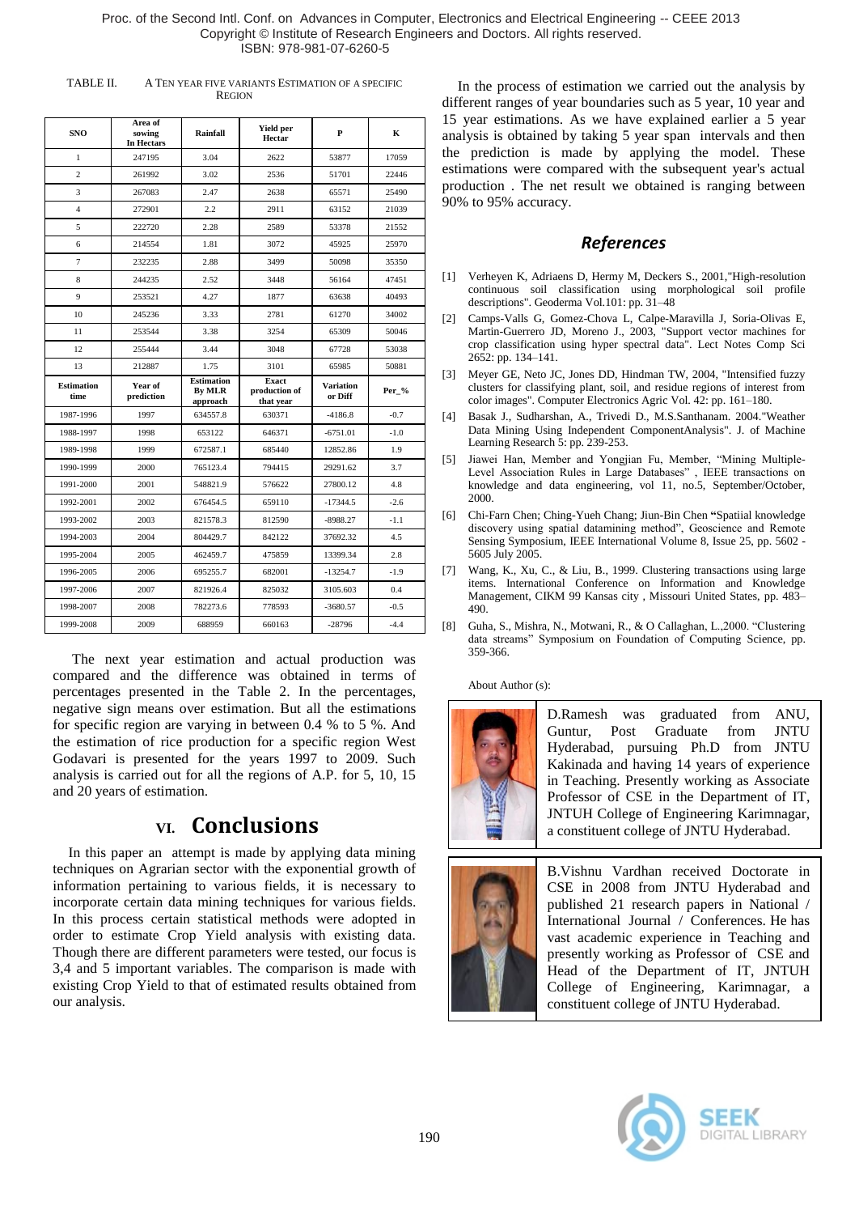TABLE II. A TEN YEAR FIVE VARIANTS ESTIMATION OF A SPECIFIC REGION

| SNO | Area of sowing In Hectars | Rainfall | Yield per Hectar | P | K |
|---|---|---|---|---|---|
| 1 | 247195 | 3.04 | 2622 | 53877 | 17059 |
| 2 | 261992 | 3.02 | 2536 | 51701 | 22446 |
| 3 | 267083 | 2.47 | 2638 | 65571 | 25490 |
| 4 | 272901 | 2.2 | 2911 | 63152 | 21039 |
| 5 | 222720 | 2.28 | 2589 | 53378 | 21552 |
| 6 | 214554 | 1.81 | 3072 | 45925 | 25970 |
| 7 | 232235 | 2.88 | 3499 | 50098 | 35350 |
| 8 | 244235 | 2.52 | 3448 | 56164 | 47451 |
| 9 | 253521 | 4.27 | 1877 | 63638 | 40493 |
| 10 | 245236 | 3.33 | 2781 | 61270 | 34002 |
| 11 | 253544 | 3.38 | 3254 | 65309 | 50046 |
| 12 | 255444 | 3.44 | 3048 | 67728 | 53038 |
| 13 | 212887 | 1.75 | 3101 | 65985 | 50881 |
| **Estimation time** | **Year of prediction** | **Estimation By MLR approach** | **Exact production of that year** | **Variation or Diff** | **Per_%** |
| 1987-1996 | 1997 | 634557.8 | 630371 | -4186.8 | -0.7 |
| 1988-1997 | 1998 | 653122 | 646371 | -6751.01 | -1.0 |
| 1989-1998 | 1999 | 672587.1 | 685440 | 12852.86 | 1.9 |
| 1990-1999 | 2000 | 765123.4 | 794415 | 29291.62 | 3.7 |
| 1991-2000 | 2001 | 548821.9 | 576622 | 27800.12 | 4.8 |
| 1992-2001 | 2002 | 676454.5 | 659110 | -17344.5 | -2.6 |
| 1993-2002 | 2003 | 821578.3 | 812590 | -8988.27 | -1.1 |
| 1994-2003 | 2004 | 804429.7 | 842122 | 37692.32 | 4.5 |
| 1995-2004 | 2005 | 462459.7 | 475859 | 13399.34 | 2.8 |
| 1996-2005 | 2006 | 695255.7 | 682001 | -13254.7 | -1.9 |
| 1997-2006 | 2007 | 821926.4 | 825032 | 3105.603 | 0.4 |
| 1998-2007 | 2008 | 782273.6 | 778593 | -3680.57 | -0.5 |
| 1999-2008 | 2009 | 688959 | 660163 | -28796 | -4.4 |

The next year estimation and actual production was compared and the difference was obtained in terms of percentages presented in the Table 2. In the percentages, negative sign means over estimation. But all the estimations for specific region are varying in between 0.4 % to 5 %. And the estimation of rice production for a specific region West Godavari is presented for the years 1997 to 2009. Such analysis is carried out for all the regions of A.P. for 5, 10, 15 and 20 years of estimation.

## VI. Conclusions

In this paper an attempt is made by applying data mining techniques on Agrarian sector with the exponential growth of information pertaining to various fields, it is necessary to incorporate certain data mining techniques for various fields. In this process certain statistical methods were adopted in order to estimate Crop Yield analysis with existing data. Though there are different parameters were tested, our focus is 3,4 and 5 important variables. The comparison is made with existing Crop Yield to that of estimated results obtained from our analysis.

In the process of estimation we carried out the analysis by different ranges of year boundaries such as 5 year, 10 year and 15 year estimations. As we have explained earlier a 5 year analysis is obtained by taking 5 year span intervals and then the prediction is made by applying the model. These estimations were compared with the subsequent year's actual production . The net result we obtained is ranging between 90% to 95% accuracy.

## References

[1] Verheyen K, Adriaens D, Hermy M, Deckers S., 2001,"High-resolution continuous soil classification using morphological soil profile descriptions". Geoderma Vol.101: pp. 31–48

[2] Camps-Valls G, Gomez-Chova L, Calpe-Maravilla J, Soria-Olivas E, Martin-Guerrero JD, Moreno J., 2003, "Support vector machines for crop classification using hyper spectral data". Lect Notes Comp Sci 2652: pp. 134–141.

[3] Meyer GE, Neto JC, Jones DD, Hindman TW, 2004, "Intensified fuzzy clusters for classifying plant, soil, and residue regions of interest from color images". Computer Electronics Agric Vol. 42: pp. 161–180.

[4] Basak J., Sudharshan, A., Trivedi D., M.S.Santhanam. 2004."Weather Data Mining Using Independent ComponentAnalysis". J. of Machine Learning Research 5: pp. 239-253.

[5] Jiawei Han, Member and Yongjian Fu, Member, "Mining Multiple-Level Association Rules in Large Databases" , IEEE transactions on knowledge and data engineering, vol 11, no.5, September/October, 2000.

[6] Chi-Farn Chen; Ching-Yueh Chang; Jiun-Bin Chen "Spatiial knowledge discovery using spatial datamining method", Geoscience and Remote Sensing Symposium, IEEE International Volume 8, Issue 25, pp. 5602 - 5605 July 2005.

[7] Wang, K., Xu, C., & Liu, B., 1999. Clustering transactions using large items. International Conference on Information and Knowledge Management, CIKM 99 Kansas city , Missouri United States, pp. 483–490.

[8] Guha, S., Mishra, N., Motwani, R., & O Callaghan, L.,2000. "Clustering data streams" Symposium on Foundation of Computing Science, pp. 359-366.

About Author (s):

D.Ramesh was graduated from ANU, Guntur, Post Graduate from JNTU Hyderabad, pursuing Ph.D from JNTU Kakinada and having 14 years of experience in Teaching. Presently working as Associate Professor of CSE in the Department of IT, JNTUH College of Engineering Karimnagar, a constituent college of JNTU Hyderabad.

B.Vishnu Vardhan received Doctorate in CSE in 2008 from JNTU Hyderabad and published 21 research papers in National / International Journal / Conferences. He has vast academic experience in Teaching and presently working as Professor of CSE and Head of the Department of IT, JNTUH College of Engineering, Karimnagar, a constituent college of JNTU Hyderabad.